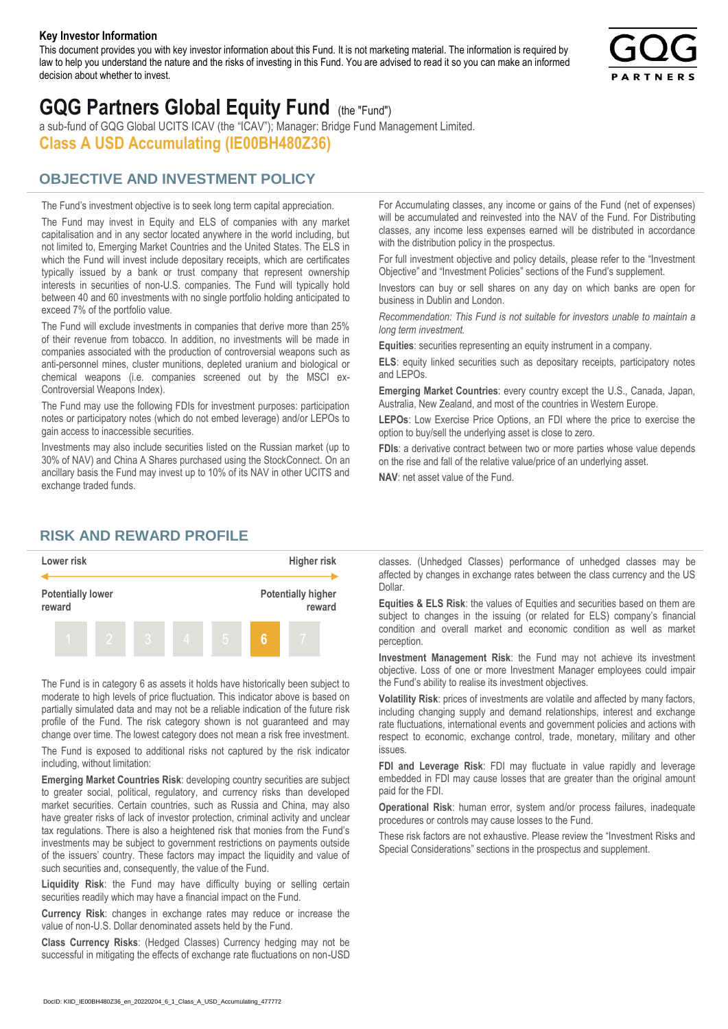**Key Investor Information**

This document provides you with key investor information about this Fund. It is not marketing material. The information is required by law to help you understand the nature and the risks of investing in this Fund. You are advised to read it so you can make an informed decision about whether to invest.

# GQG Partners Global Equity Fund (the "Fund")

a sub-fund of GQG Global UCITS ICAV (the "ICAV"); Manager: Bridge Fund Management Limited.

**Class A USD Accumulating (IE00BH480Z36)**

## OBJECTIVE AND INVESTMENT POLICY

The Fund's investment objective is to seek long term capital appreciation.

The Fund may invest in Equity and ELS of companies with any market capitalisation and in any sector located anywhere in the world including, but not limited to, Emerging Market Countries and the United States. The ELS in which the Fund will invest include depositary receipts, which are certificates typically issued by a bank or trust company that represent ownership interests in securities of non-U.S. companies. The Fund will typically hold between 40 and 60 investments with no single portfolio holding anticipated to exceed 7% of the portfolio value.

The Fund will exclude investments in companies that derive more than 25% of their revenue from tobacco. In addition, no investments will be made in companies associated with the production of controversial weapons such as anti-personnel mines, cluster munitions, depleted uranium and biological or chemical weapons (i.e. companies screened out by the MSCI ex-Controversial Weapons Index).

The Fund may use the following FDIs for investment purposes: participation notes or participatory notes (which do not embed leverage) and/or LEPOs to gain access to inaccessible securities.

Investments may also include securities listed on the Russian market (up to 30% of NAV) and China A Shares purchased using the StockConnect. On an ancillary basis the Fund may invest up to 10% of its NAV in other UCITS and exchange traded funds.

For Accumulating classes, any income or gains of the Fund (net of expenses) will be accumulated and reinvested into the NAV of the Fund. For Distributing classes, any income less expenses earned will be distributed in accordance with the distribution policy in the prospectus.

For full investment objective and policy details, please refer to the "Investment Objective" and "Investment Policies" sections of the Fund's supplement.

Investors can buy or sell shares on any day on which banks are open for business in Dublin and London.

*Recommendation: This Fund is not suitable for investors unable to maintain a long term investment.*

**Equities**: securities representing an equity instrument in a company.

**ELS**: equity linked securities such as depositary receipts, participatory notes and LEPOs.

**Emerging Market Countries**: every country except the U.S., Canada, Japan, Australia, New Zealand, and most of the countries in Western Europe.

**LEPOs**: Low Exercise Price Options, an FDI where the price to exercise the option to buy/sell the underlying asset is close to zero.

**FDIs**: a derivative contract between two or more parties whose value depends on the rise and fall of the relative value/price of an underlying asset.

**NAV**: net asset value of the Fund.

## RISK AND REWARD PROFILE

| Lower risk | | | | | | Higher risk |
|---|---|---|---|---|---|---|
| Potentially lower reward | | | | | | Potentially higher reward |
| 1 | 2 | 3 | 4 | 5 | **6** | 7 |

The Fund is in category 6 as assets it holds have historically been subject to moderate to high levels of price fluctuation. This indicator above is based on partially simulated data and may not be a reliable indication of the future risk profile of the Fund. The risk category shown is not guaranteed and may change over time. The lowest category does not mean a risk free investment.

The Fund is exposed to additional risks not captured by the risk indicator including, without limitation:

**Emerging Market Countries Risk**: developing country securities are subject to greater social, political, regulatory, and currency risks than developed market securities. Certain countries, such as Russia and China, may also have greater risks of lack of investor protection, criminal activity and unclear tax regulations. There is also a heightened risk that monies from the Fund's investments may be subject to government restrictions on payments outside of the issuers' country. These factors may impact the liquidity and value of such securities and, consequently, the value of the Fund.

**Liquidity Risk**: the Fund may have difficulty buying or selling certain securities readily which may have a financial impact on the Fund.

**Currency Risk**: changes in exchange rates may reduce or increase the value of non-U.S. Dollar denominated assets held by the Fund.

**Class Currency Risks**: (Hedged Classes) Currency hedging may not be successful in mitigating the effects of exchange rate fluctuations on non-USD classes. (Unhedged Classes) performance of unhedged classes may be affected by changes in exchange rates between the class currency and the US Dollar.

**Equities & ELS Risk**: the values of Equities and securities based on them are subject to changes in the issuing (or related for ELS) company's financial condition and overall market and economic condition as well as market perception.

**Investment Management Risk**: the Fund may not achieve its investment objective. Loss of one or more Investment Manager employees could impair the Fund's ability to realise its investment objectives.

**Volatility Risk**: prices of investments are volatile and affected by many factors, including changing supply and demand relationships, interest and exchange rate fluctuations, international events and government policies and actions with respect to economic, exchange control, trade, monetary, military and other issues.

**FDI and Leverage Risk**: FDI may fluctuate in value rapidly and leverage embedded in FDI may cause losses that are greater than the original amount paid for the FDI.

**Operational Risk**: human error, system and/or process failures, inadequate procedures or controls may cause losses to the Fund.

These risk factors are not exhaustive. Please review the "Investment Risks and Special Considerations" sections in the prospectus and supplement.

DocID: KIID_IE00BH480Z36_en_20220204_6_1_Class_A_USD_Accumulating_477772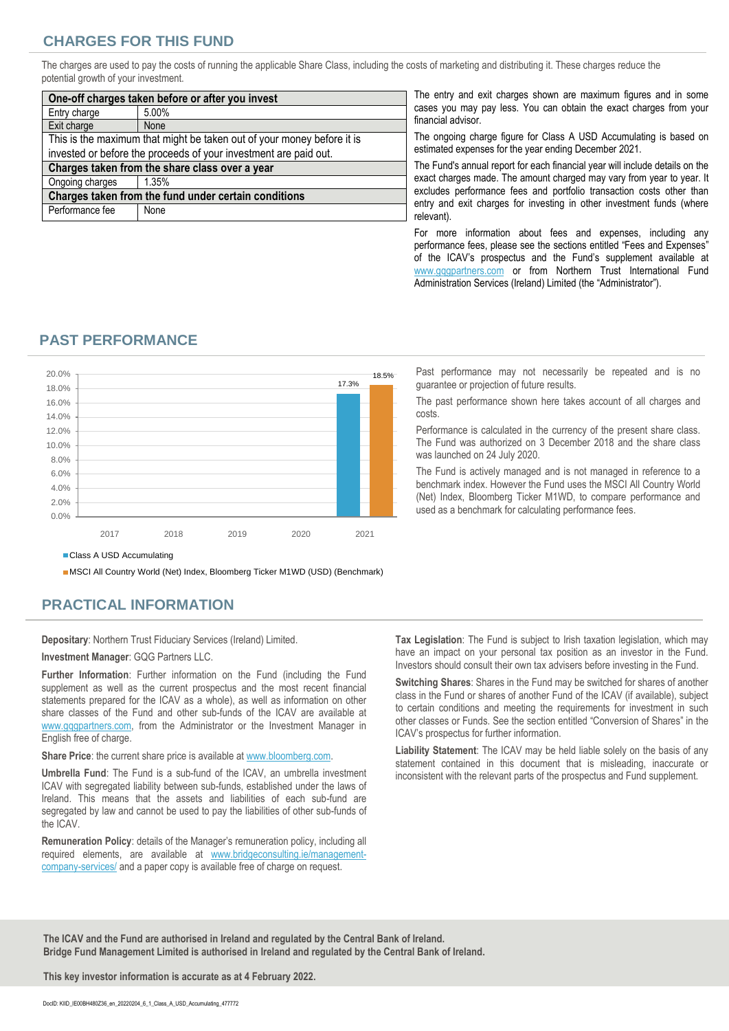## CHARGES FOR THIS FUND

The charges are used to pay the costs of running the applicable Share Class, including the costs of marketing and distributing it. These charges reduce the potential growth of your investment.

| One-off charges taken before or after you invest | |
|---|---|
| Entry charge | 5.00% |
| Exit charge | None |
| This is the maximum that might be taken out of your money before it is invested or before the proceeds of your investment are paid out. | |
| **Charges taken from the share class over a year** | |
| Ongoing charges | 1.35% |
| **Charges taken from the fund under certain conditions** | |
| Performance fee | None |

The entry and exit charges shown are maximum figures and in some cases you may pay less. You can obtain the exact charges from your financial advisor.

The ongoing charge figure for Class A USD Accumulating is based on estimated expenses for the year ending December 2021.

The Fund's annual report for each financial year will include details on the exact charges made. The amount charged may vary from year to year. It excludes performance fees and portfolio transaction costs other than entry and exit charges for investing in other investment funds (where relevant).

For more information about fees and expenses, including any performance fees, please see the sections entitled "Fees and Expenses" of the ICAV's prospectus and the Fund's supplement available at www.gqgpartners.com or from Northern Trust International Fund Administration Services (Ireland) Limited (the "Administrator").

## PAST PERFORMANCE

20.0%
18.0%
16.0%
14.0%
12.0%
10.0%
8.0%
6.0%
4.0%
2.0%
0.0%

17.3%
18.5%

2017
2018
2019
2020
2021

Class A USD Accumulating

MSCI All Country World (Net) Index, Bloomberg Ticker M1WD (USD) (Benchmark)

Past performance may not necessarily be repeated and is no guarantee or projection of future results.

The past performance shown here takes account of all charges and costs.

Performance is calculated in the currency of the present share class. The Fund was authorized on 3 December 2018 and the share class was launched on 24 July 2020.

The Fund is actively managed and is not managed in reference to a benchmark index. However the Fund uses the MSCI All Country World (Net) Index, Bloomberg Ticker M1WD, to compare performance and used as a benchmark for calculating performance fees.

## PRACTICAL INFORMATION

**Depositary**: Northern Trust Fiduciary Services (Ireland) Limited.

**Investment Manager**: GQG Partners LLC.

**Further Information**: Further information on the Fund (including the Fund supplement as well as the current prospectus and the most recent financial statements prepared for the ICAV as a whole), as well as information on other share classes of the Fund and other sub-funds of the ICAV are available at www.gqgpartners.com, from the Administrator or the Investment Manager in English free of charge.

**Share Price**: the current share price is available at www.bloomberg.com.

**Umbrella Fund**: The Fund is a sub-fund of the ICAV, an umbrella investment ICAV with segregated liability between sub-funds, established under the laws of Ireland. This means that the assets and liabilities of each sub-fund are segregated by law and cannot be used to pay the liabilities of other sub-funds of the ICAV.

**Remuneration Policy**: details of the Manager's remuneration policy, including all required elements, are available at www.bridgeconsulting.ie/management-company-services/ and a paper copy is available free of charge on request.

**Tax Legislation**: The Fund is subject to Irish taxation legislation, which may have an impact on your personal tax position as an investor in the Fund. Investors should consult their own tax advisers before investing in the Fund.

**Switching Shares**: Shares in the Fund may be switched for shares of another class in the Fund or shares of another Fund of the ICAV (if available), subject to certain conditions and meeting the requirements for investment in such other classes or Funds. See the section entitled "Conversion of Shares" in the ICAV's prospectus for further information.

**Liability Statement**: The ICAV may be held liable solely on the basis of any statement contained in this document that is misleading, inaccurate or inconsistent with the relevant parts of the prospectus and Fund supplement.

**The ICAV and the Fund are authorised in Ireland and regulated by the Central Bank of Ireland.**
**Bridge Fund Management Limited is authorised in Ireland and regulated by the Central Bank of Ireland.**

**This key investor information is accurate as at 4 February 2022.**

DocID: KIID_IE00BH480Z36_en_20220204_6_1_Class_A_USD_Accumulating_477772